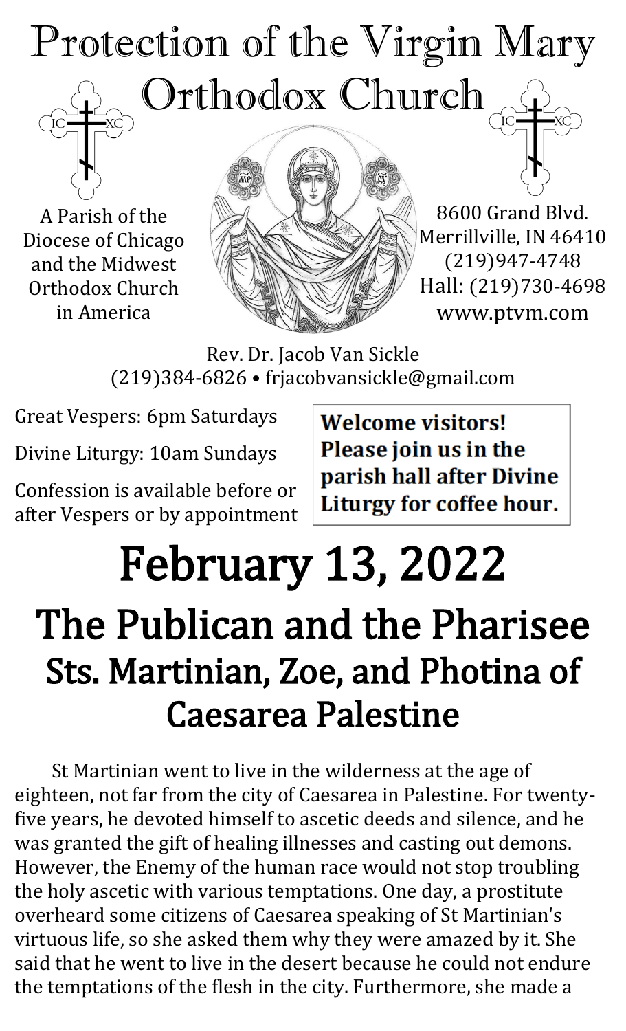# Protection of the Virgin Mary Orthodox Church

A Parish of the Diocese of Chicago and the Midwest Orthodox Church in America

8600 Grand Blvd.
Merrillville, IN 46410
(219)947-4748
Hall: (219)730-4698
www.ptvm.com

Rev. Dr. Jacob Van Sickle
(219)384-6826 • frjacobvansickle@gmail.com

Great Vespers: 6pm Saturdays

Divine Liturgy: 10am Sundays

Confession is available before or after Vespers or by appointment

**Welcome visitors! Please join us in the parish hall after Divine Liturgy for coffee hour.**

# February 13, 2022

## The Publican and the Pharisee
## Sts. Martinian, Zoe, and Photina of Caesarea Palestine

St Martinian went to live in the wilderness at the age of eighteen, not far from the city of Caesarea in Palestine. For twenty-five years, he devoted himself to ascetic deeds and silence, and he was granted the gift of healing illnesses and casting out demons. However, the Enemy of the human race would not stop troubling the holy ascetic with various temptations. One day, a prostitute overheard some citizens of Caesarea speaking of St Martinian's virtuous life, so she asked them why they were amazed by it. She said that he went to live in the desert because he could not endure the temptations of the flesh in the city. Furthermore, she made a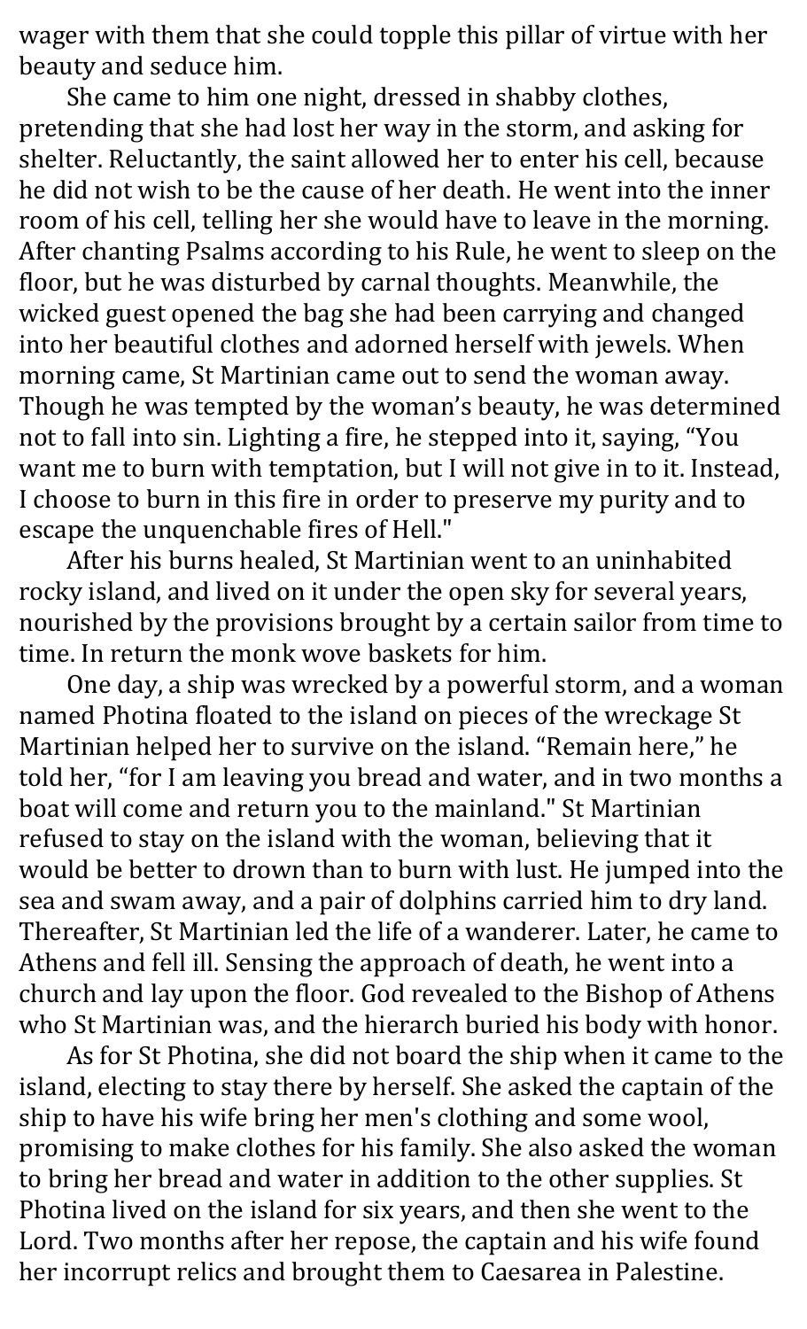wager with them that she could topple this pillar of virtue with her beauty and seduce him.

She came to him one night, dressed in shabby clothes, pretending that she had lost her way in the storm, and asking for shelter. Reluctantly, the saint allowed her to enter his cell, because he did not wish to be the cause of her death. He went into the inner room of his cell, telling her she would have to leave in the morning. After chanting Psalms according to his Rule, he went to sleep on the floor, but he was disturbed by carnal thoughts. Meanwhile, the wicked guest opened the bag she had been carrying and changed into her beautiful clothes and adorned herself with jewels. When morning came, St Martinian came out to send the woman away. Though he was tempted by the woman's beauty, he was determined not to fall into sin. Lighting a fire, he stepped into it, saying, "You want me to burn with temptation, but I will not give in to it. Instead, I choose to burn in this fire in order to preserve my purity and to escape the unquenchable fires of Hell."

After his burns healed, St Martinian went to an uninhabited rocky island, and lived on it under the open sky for several years, nourished by the provisions brought by a certain sailor from time to time. In return the monk wove baskets for him.

One day, a ship was wrecked by a powerful storm, and a woman named Photina floated to the island on pieces of the wreckage St Martinian helped her to survive on the island. "Remain here," he told her, "for I am leaving you bread and water, and in two months a boat will come and return you to the mainland." St Martinian refused to stay on the island with the woman, believing that it would be better to drown than to burn with lust. He jumped into the sea and swam away, and a pair of dolphins carried him to dry land. Thereafter, St Martinian led the life of a wanderer. Later, he came to Athens and fell ill. Sensing the approach of death, he went into a church and lay upon the floor. God revealed to the Bishop of Athens who St Martinian was, and the hierarch buried his body with honor.

As for St Photina, she did not board the ship when it came to the island, electing to stay there by herself. She asked the captain of the ship to have his wife bring her men's clothing and some wool, promising to make clothes for his family. She also asked the woman to bring her bread and water in addition to the other supplies. St Photina lived on the island for six years, and then she went to the Lord. Two months after her repose, the captain and his wife found her incorrupt relics and brought them to Caesarea in Palestine.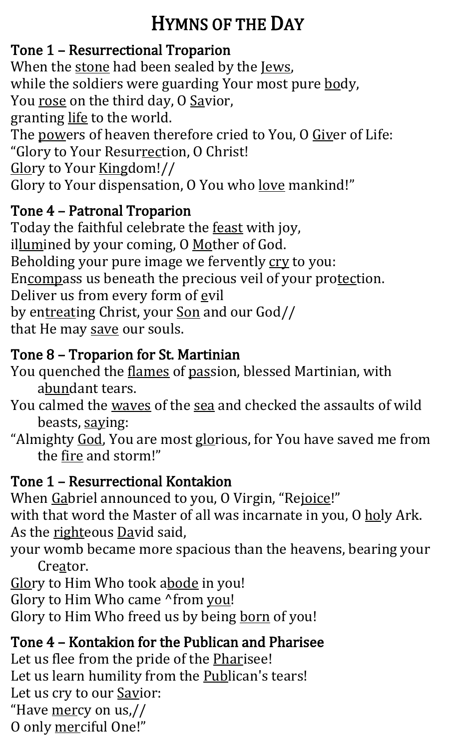# HYMNS OF THE DAY

### Tone 1 – Resurrectional Troparion

When the stone had been sealed by the Jews,
while the soldiers were guarding Your most pure body,
You rose on the third day, O Savior,
granting life to the world.
The powers of heaven therefore cried to You, O Giver of Life:
"Glory to Your Resurrection, O Christ!
Glory to Your Kingdom!//
Glory to Your dispensation, O You who love mankind!"

### Tone 4 – Patronal Troparion

Today the faithful celebrate the feast with joy,
illumined by your coming, O Mother of God.
Beholding your pure image we fervently cry to you:
Encompass us beneath the precious veil of your protection.
Deliver us from every form of evil
by entreating Christ, your Son and our God//
that He may save our souls.

### Tone 8 – Troparion for St. Martinian

You quenched the flames of passion, blessed Martinian, with abundant tears.
You calmed the waves of the sea and checked the assaults of wild beasts, saying:
"Almighty God, You are most glorious, for You have saved me from the fire and storm!"

### Tone 1 – Resurrectional Kontakion

When Gabriel announced to you, O Virgin, "Rejoice!"
with that word the Master of all was incarnate in you, O holy Ark.
As the righteous David said,
your womb became more spacious than the heavens, bearing your Creator.
Glory to Him Who took abode in you!
Glory to Him Who came ^from you!
Glory to Him Who freed us by being born of you!

### Tone 4 – Kontakion for the Publican and Pharisee

Let us flee from the pride of the Pharisee!
Let us learn humility from the Publican's tears!
Let us cry to our Savior:
"Have mercy on us,//
O only merciful One!"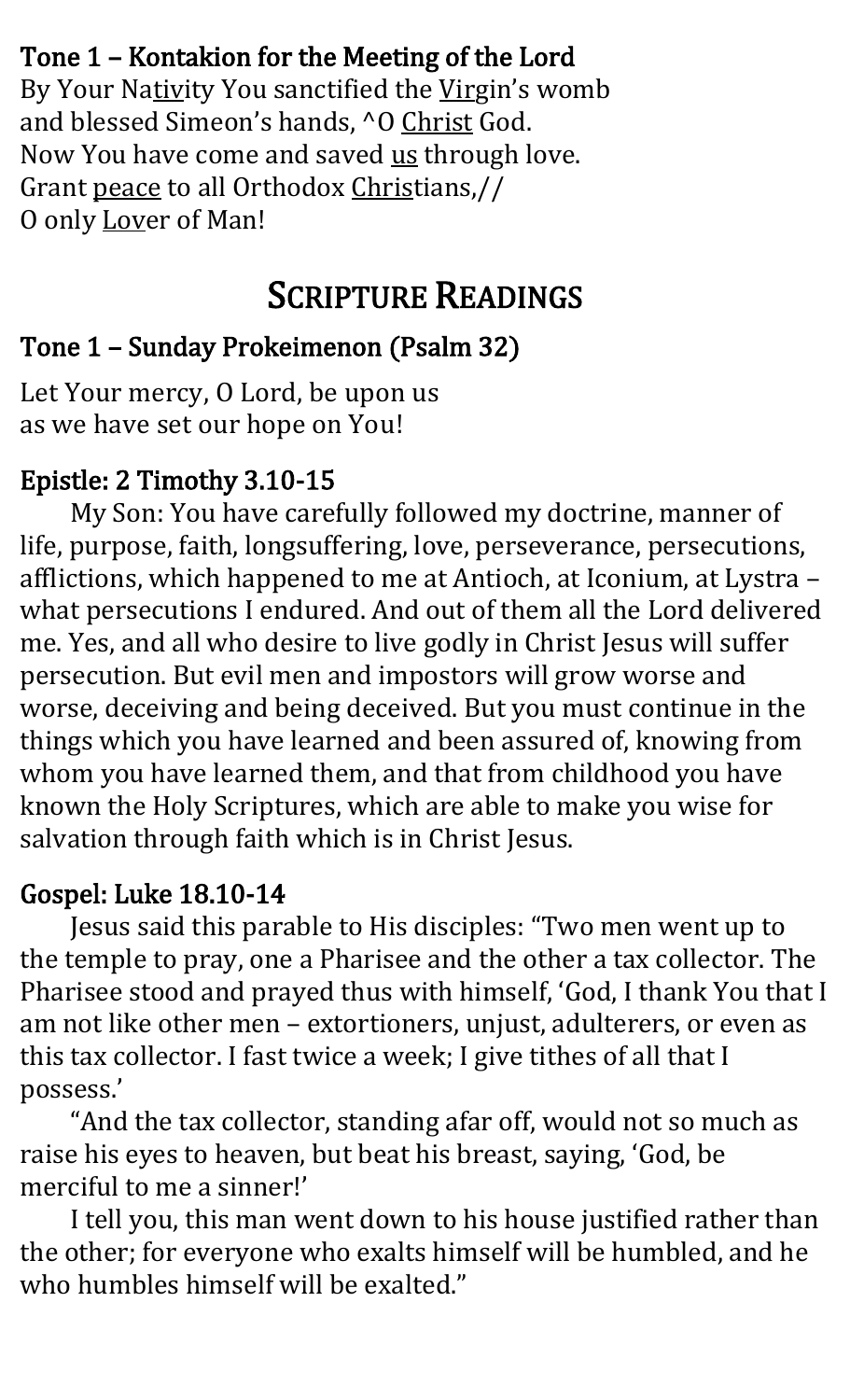### Tone 1 – Kontakion for the Meeting of the Lord

By Your Nativity You sanctified the Virgin's womb
and blessed Simeon's hands, ^O Christ God.
Now You have come and saved us through love.
Grant peace to all Orthodox Christians,//
O only Lover of Man!

## SCRIPTURE READINGS

### Tone 1 – Sunday Prokeimenon (Psalm 32)

Let Your mercy, O Lord, be upon us
as we have set our hope on You!

### Epistle: 2 Timothy 3.10-15

My Son: You have carefully followed my doctrine, manner of life, purpose, faith, longsuffering, love, perseverance, persecutions, afflictions, which happened to me at Antioch, at Iconium, at Lystra – what persecutions I endured. And out of them all the Lord delivered me. Yes, and all who desire to live godly in Christ Jesus will suffer persecution. But evil men and impostors will grow worse and worse, deceiving and being deceived. But you must continue in the things which you have learned and been assured of, knowing from whom you have learned them, and that from childhood you have known the Holy Scriptures, which are able to make you wise for salvation through faith which is in Christ Jesus.

### Gospel: Luke 18.10-14

Jesus said this parable to His disciples: "Two men went up to the temple to pray, one a Pharisee and the other a tax collector. The Pharisee stood and prayed thus with himself, 'God, I thank You that I am not like other men – extortioners, unjust, adulterers, or even as this tax collector. I fast twice a week; I give tithes of all that I possess.'

"And the tax collector, standing afar off, would not so much as raise his eyes to heaven, but beat his breast, saying, 'God, be merciful to me a sinner!'

I tell you, this man went down to his house justified rather than the other; for everyone who exalts himself will be humbled, and he who humbles himself will be exalted."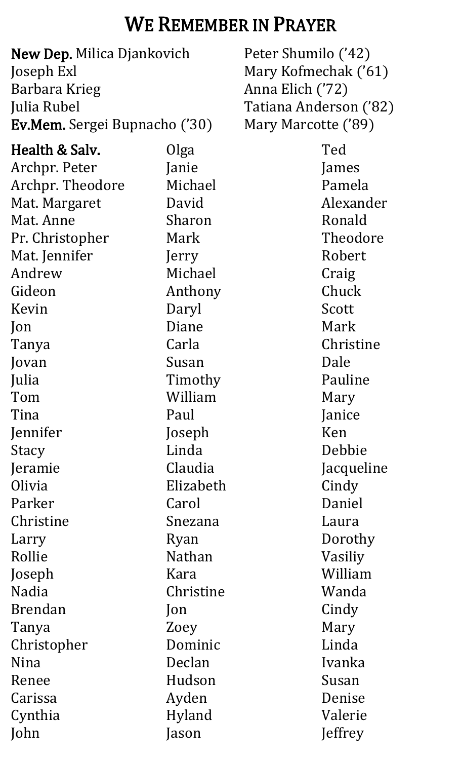# We Remember in Prayer

**New Dep.** Milica Djankovich
Joseph Exl
Barbara Krieg
Julia Rubel
**Ev.Mem.** Sergei Bupnacho ('30)
Peter Shumilo ('42)
Mary Kofmechak ('61)
Anna Elich ('72)
Tatiana Anderson ('82)
Mary Marcotte ('89)

**Health & Salv.**
Archpr. Peter
Archpr. Theodore
Mat. Margaret
Mat. Anne
Pr. Christopher
Mat. Jennifer
Andrew
Gideon
Kevin
Jon
Tanya
Jovan
Julia
Tom
Tina
Jennifer
Stacy
Jeramie
Olivia
Parker
Christine
Larry
Rollie
Joseph
Nadia
Brendan
Tanya
Christopher
Nina
Renee
Carissa
Cynthia
John
Olga
Janie
Michael
David
Sharon
Mark
Jerry
Michael
Anthony
Daryl
Diane
Carla
Susan
Timothy
William
Paul
Joseph
Linda
Claudia
Elizabeth
Carol
Snezana
Ryan
Nathan
Kara
Christine
Jon
Zoey
Dominic
Declan
Hudson
Ayden
Hyland
Jason
Ted
James
Pamela
Alexander
Ronald
Theodore
Robert
Craig
Chuck
Scott
Mark
Christine
Dale
Pauline
Mary
Janice
Ken
Debbie
Jacqueline
Cindy
Daniel
Laura
Dorothy
Vasiliy
William
Wanda
Cindy
Mary
Linda
Ivanka
Susan
Denise
Valerie
Jeffrey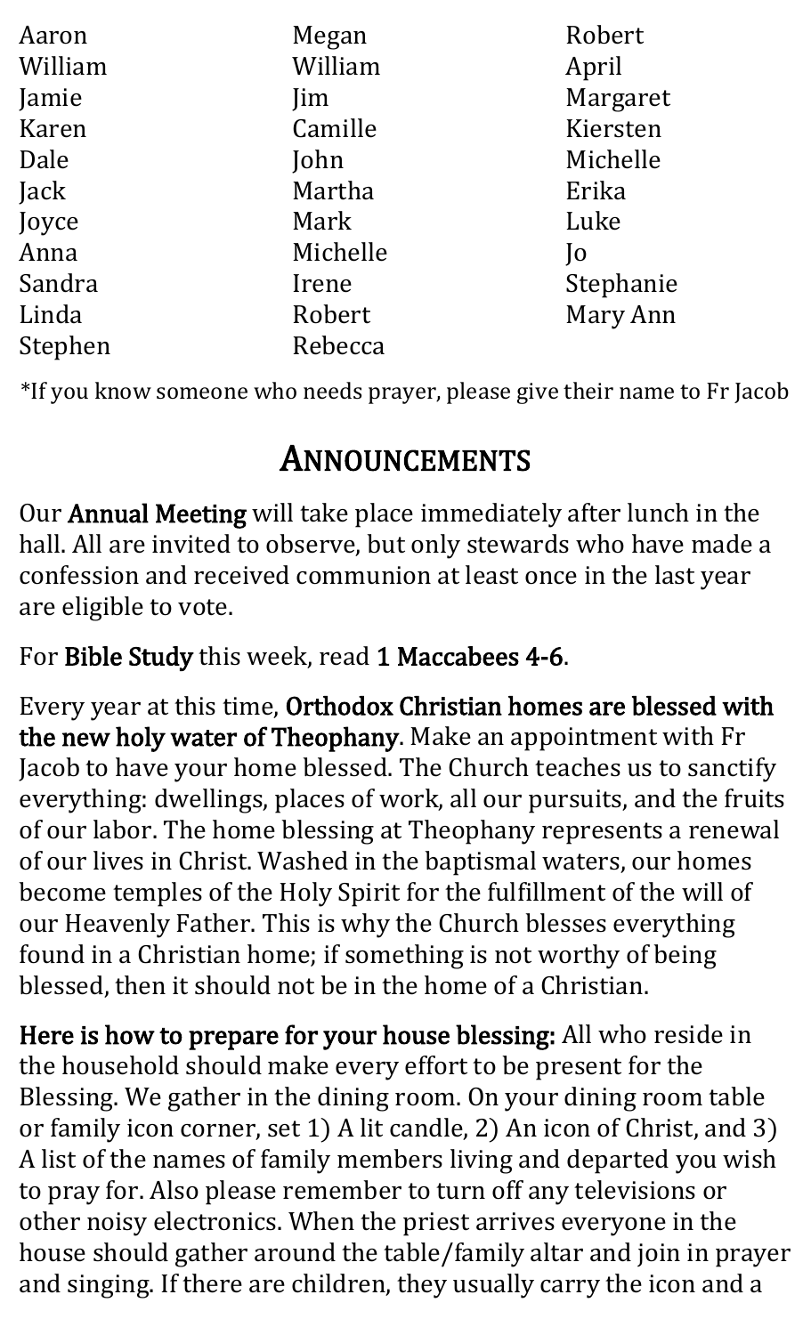Aaron
William
Jamie
Karen
Dale
Jack
Joyce
Anna
Sandra
Linda
Stephen
Megan
William
Jim
Camille
John
Martha
Mark
Michelle
Irene
Robert
Rebecca
Robert
April
Margaret
Kiersten
Michelle
Erika
Luke
Jo
Stephanie
Mary Ann

*If you know someone who needs prayer, please give their name to Fr Jacob

# Announcements

Our **Annual Meeting** will take place immediately after lunch in the hall. All are invited to observe, but only stewards who have made a confession and received communion at least once in the last year are eligible to vote.

For **Bible Study** this week, read **1 Maccabees 4-6**.

Every year at this time, **Orthodox Christian homes are blessed with the new holy water of Theophany**. Make an appointment with Fr Jacob to have your home blessed. The Church teaches us to sanctify everything: dwellings, places of work, all our pursuits, and the fruits of our labor. The home blessing at Theophany represents a renewal of our lives in Christ. Washed in the baptismal waters, our homes become temples of the Holy Spirit for the fulfillment of the will of our Heavenly Father. This is why the Church blesses everything found in a Christian home; if something is not worthy of being blessed, then it should not be in the home of a Christian.

**Here is how to prepare for your house blessing:** All who reside in the household should make every effort to be present for the Blessing. We gather in the dining room. On your dining room table or family icon corner, set 1) A lit candle, 2) An icon of Christ, and 3) A list of the names of family members living and departed you wish to pray for. Also please remember to turn off any televisions or other noisy electronics. When the priest arrives everyone in the house should gather around the table/family altar and join in prayer and singing. If there are children, they usually carry the icon and a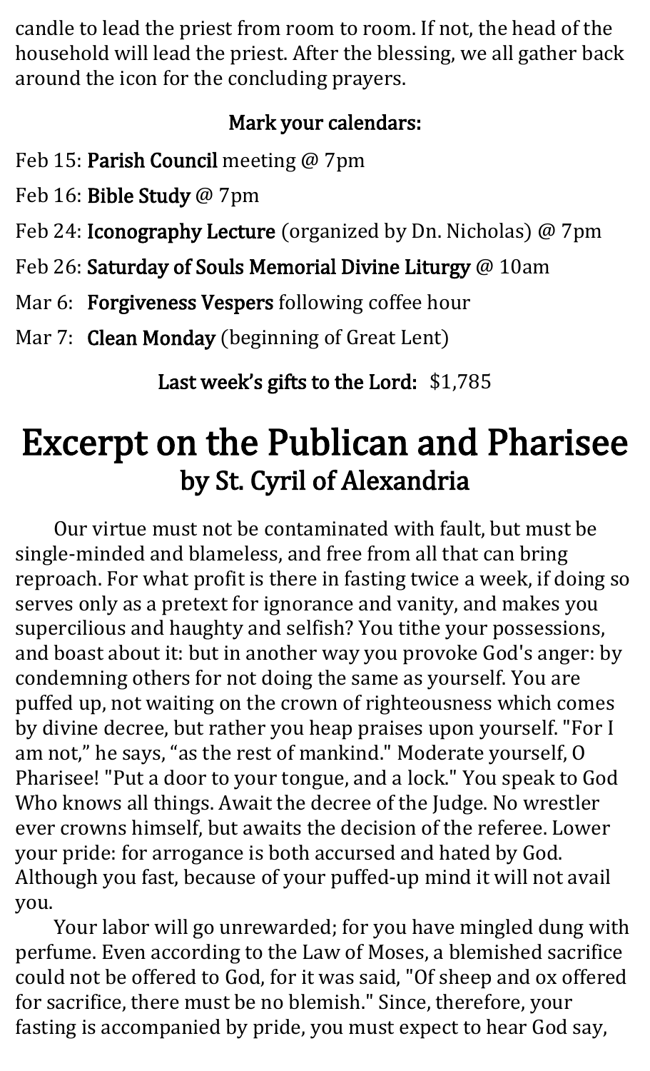candle to lead the priest from room to room. If not, the head of the household will lead the priest. After the blessing, we all gather back around the icon for the concluding prayers.

**Mark your calendars:**

Feb 15: **Parish Council** meeting @ 7pm

Feb 16: **Bible Study** @ 7pm

Feb 24: **Iconography Lecture** (organized by Dn. Nicholas) @ 7pm

Feb 26: **Saturday of Souls Memorial Divine Liturgy** @ 10am

Mar 6: **Forgiveness Vespers** following coffee hour

Mar 7: **Clean Monday** (beginning of Great Lent)

**Last week's gifts to the Lord:** $1,785

# Excerpt on the Publican and Pharisee
## by St. Cyril of Alexandria

Our virtue must not be contaminated with fault, but must be single-minded and blameless, and free from all that can bring reproach. For what profit is there in fasting twice a week, if doing so serves only as a pretext for ignorance and vanity, and makes you supercilious and haughty and selfish? You tithe your possessions, and boast about it: but in another way you provoke God's anger: by condemning others for not doing the same as yourself. You are puffed up, not waiting on the crown of righteousness which comes by divine decree, but rather you heap praises upon yourself. "For I am not," he says, "as the rest of mankind." Moderate yourself, O Pharisee! "Put a door to your tongue, and a lock." You speak to God Who knows all things. Await the decree of the Judge. No wrestler ever crowns himself, but awaits the decision of the referee. Lower your pride: for arrogance is both accursed and hated by God. Although you fast, because of your puffed-up mind it will not avail you.

Your labor will go unrewarded; for you have mingled dung with perfume. Even according to the Law of Moses, a blemished sacrifice could not be offered to God, for it was said, "Of sheep and ox offered for sacrifice, there must be no blemish." Since, therefore, your fasting is accompanied by pride, you must expect to hear God say,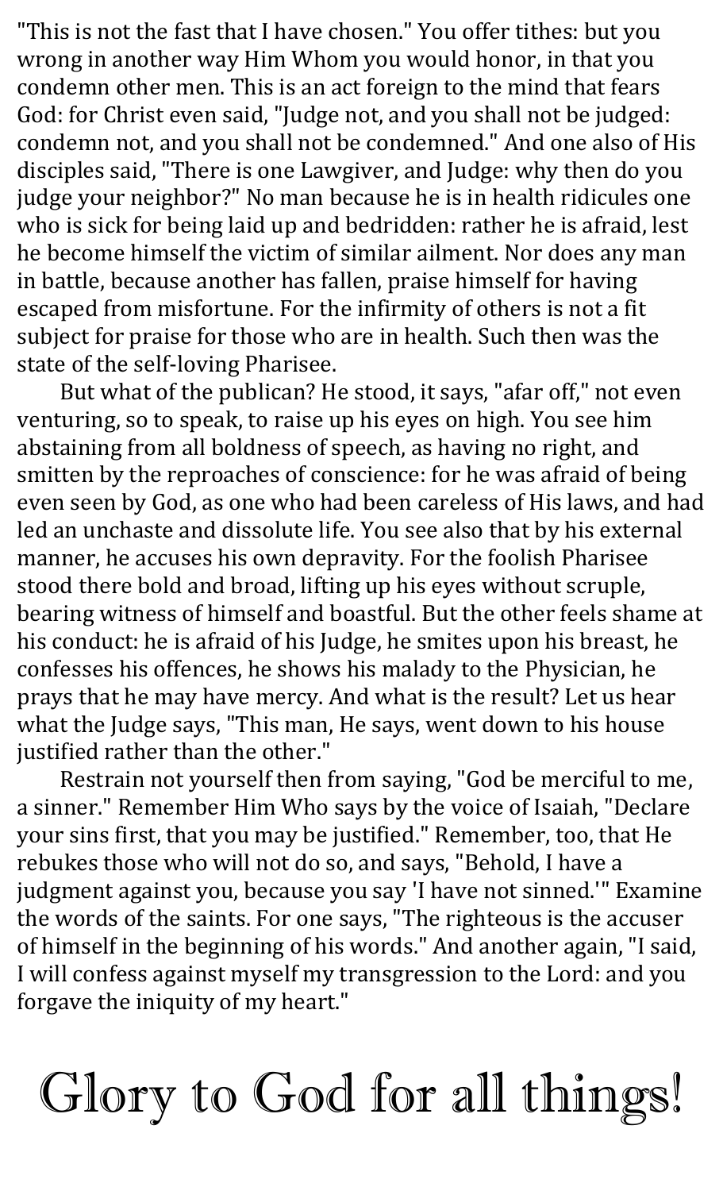"This is not the fast that I have chosen." You offer tithes: but you wrong in another way Him Whom you would honor, in that you condemn other men. This is an act foreign to the mind that fears God: for Christ even said, "Judge not, and you shall not be judged: condemn not, and you shall not be condemned." And one also of His disciples said, "There is one Lawgiver, and Judge: why then do you judge your neighbor?" No man because he is in health ridicules one who is sick for being laid up and bedridden: rather he is afraid, lest he become himself the victim of similar ailment. Nor does any man in battle, because another has fallen, praise himself for having escaped from misfortune. For the infirmity of others is not a fit subject for praise for those who are in health. Such then was the state of the self-loving Pharisee.

But what of the publican? He stood, it says, "afar off," not even venturing, so to speak, to raise up his eyes on high. You see him abstaining from all boldness of speech, as having no right, and smitten by the reproaches of conscience: for he was afraid of being even seen by God, as one who had been careless of His laws, and had led an unchaste and dissolute life. You see also that by his external manner, he accuses his own depravity. For the foolish Pharisee stood there bold and broad, lifting up his eyes without scruple, bearing witness of himself and boastful. But the other feels shame at his conduct: he is afraid of his Judge, he smites upon his breast, he confesses his offences, he shows his malady to the Physician, he prays that he may have mercy. And what is the result? Let us hear what the Judge says, "This man, He says, went down to his house justified rather than the other."

Restrain not yourself then from saying, "God be merciful to me, a sinner." Remember Him Who says by the voice of Isaiah, "Declare your sins first, that you may be justified." Remember, too, that He rebukes those who will not do so, and says, "Behold, I have a judgment against you, because you say 'I have not sinned.'" Examine the words of the saints. For one says, "The righteous is the accuser of himself in the beginning of his words." And another again, "I said, I will confess against myself my transgression to the Lord: and you forgave the iniquity of my heart."

# Glory to God for all things!